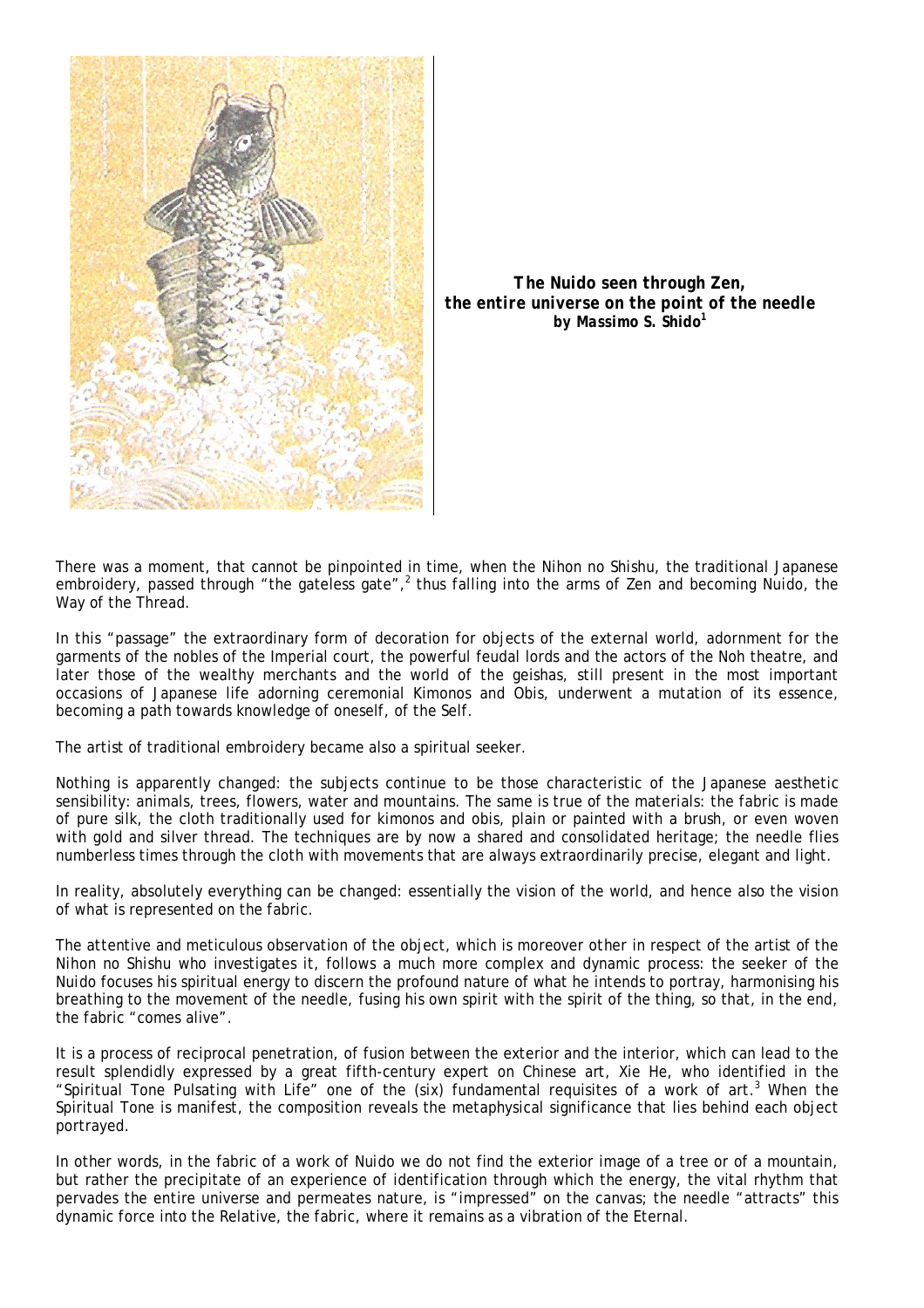**The Nuido seen through Zen,**
**the entire universe on the point of the needle**
***by Massimo S. Shido*[1]**

There was a moment, that cannot be pinpointed in time, when the *Nihon no Shishu*, the traditional Japanese embroidery, passed through "the gateless gate",[2] thus falling into the arms of Zen and becoming *Nuido*, the Way of the Thread.

In this "passage" the extraordinary form of decoration for objects of the external world, adornment for the garments of the nobles of the Imperial court, the powerful feudal lords and the actors of the Noh theatre, and later those of the wealthy merchants and the world of the geishas, still present in the most important occasions of Japanese life adorning ceremonial Kimonos and Obis, underwent a mutation of its essence, becoming a path towards knowledge of oneself, of the Self.

The artist of traditional embroidery became also a spiritual seeker.

Nothing is apparently changed: the subjects continue to be those characteristic of the Japanese aesthetic sensibility: animals, trees, flowers, water and mountains. The same is true of the materials: the fabric is made of pure silk, the cloth traditionally used for kimonos and obis, plain or painted with a brush, or even woven with gold and silver thread. The techniques are by now a shared and consolidated heritage; the needle flies numberless times through the cloth with movements that are always extraordinarily precise, elegant and light.

In reality, absolutely everything can be changed: essentially the vision of the world, and hence also the vision of what is represented on the fabric.

The attentive and meticulous observation of the object, which is moreover other in respect of the artist of the *Nihon no Shishu* who investigates it, follows a much more complex and dynamic process: the seeker of the *Nuido* focuses his spiritual energy to discern the profound nature of what he intends to portray, harmonising his breathing to the movement of the needle, fusing his own spirit with the spirit of the thing, so that, in the end, the fabric "comes alive".

It is a process of reciprocal penetration, of fusion between the exterior and the interior, which can lead to the result splendidly expressed by a great fifth-century expert on Chinese art, Xie He, who identified in the "Spiritual Tone Pulsating with Life" one of the (six) fundamental requisites of a work of art.[3] When the Spiritual Tone is manifest, the composition reveals the metaphysical significance that lies behind each object portrayed.

In other words, in the fabric of a work of *Nuido* we do not find the exterior image of a tree or of a mountain, but rather the precipitate of an experience of identification through which the energy, the vital rhythm that pervades the entire universe and permeates nature, is "impressed" on the canvas; the needle "attracts" this dynamic force into the Relative, the fabric, where it remains as a vibration of the Eternal.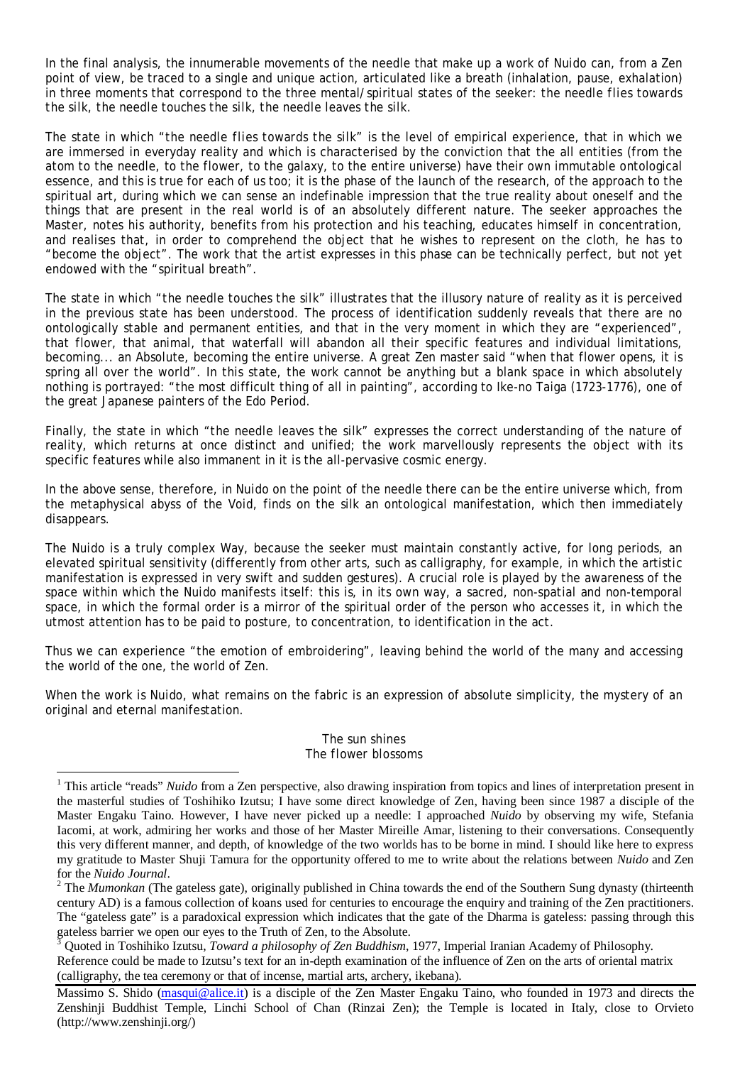In the final analysis, the innumerable movements of the needle that make up a work of *Nuido* can, from a Zen point of view, be traced to a single and unique action, articulated like a breath (inhalation, pause, exhalation) in three moments that correspond to the three mental/spiritual states of the seeker: *the needle flies towards the silk, the needle touches the silk, the needle leaves the silk.*

The state in which "*the needle flies towards the silk*" is the level of empirical experience, that in which we are immersed in everyday reality and which is characterised by the conviction that the all entities (from the atom to the needle, to the flower, to the galaxy, to the entire universe) have their own immutable ontological essence, and this is true for each of us too; it is the phase of the launch of the research, of the approach to the spiritual art, during which we can sense an indefinable impression that the true reality about oneself and the things that are present in the real world is of an absolutely different nature. The seeker approaches the Master, notes his authority, benefits from his protection and his teaching, educates himself in concentration, and realises that, in order to comprehend the object that he wishes to represent on the cloth, he has to "become the object". The work that the artist expresses in this phase can be technically perfect, but not yet endowed with the "spiritual breath".

The state in which "*the needle touches the silk*" illustrates that the illusory nature of reality as it is perceived in the previous state has been understood. The process of identification suddenly reveals that there are no ontologically stable and permanent entities, and that in the very moment in which they are "experienced", that flower, that animal, that waterfall will abandon all their specific features and individual limitations, becoming... an Absolute, becoming the entire universe. A great Zen master said "when that flower opens, it is spring all over the world". In this state, the work cannot be anything but a blank space in which absolutely nothing is portrayed: "the most difficult thing of all in painting", according to Ike-no Taiga (1723-1776), one of the great Japanese painters of the Edo Period.

Finally, the state in which "*the needle leaves the silk*" expresses the correct understanding of the nature of reality, which returns at once distinct and unified; the work marvellously represents the object with its specific features while also immanent in it is the all-pervasive cosmic energy.

In the above sense, therefore, in *Nuido* on the point of the needle there can be the entire universe which, from the metaphysical abyss of the Void, finds on the silk an ontological manifestation, which then immediately disappears.

The *Nuido* is a truly complex Way, because the seeker must maintain constantly active, for long periods, an elevated spiritual sensitivity (differently from other arts, such as calligraphy, for example, in which the artistic manifestation is expressed in very swift and sudden gestures). A crucial role is played by the awareness of the space within which the *Nuido* manifests itself: this is, in its own way, a sacred, non-spatial and non-temporal space, in which the formal order is a mirror of the spiritual order of the person who accesses it, in which the utmost attention has to be paid to posture, to concentration, to identification in the act.

Thus we can experience "the emotion of embroidering", leaving behind the world of the many and accessing the world of the one, the world of Zen.

When the work is *Nuido*, what remains on the fabric is an expression of absolute simplicity, the mystery of an original and eternal manifestation.

*The sun shines*
*The flower blossoms*

---

[1] This article "reads" *Nuido* from a Zen perspective, also drawing inspiration from topics and lines of interpretation present in the masterful studies of Toshihiko Izutsu; I have some direct knowledge of Zen, having been since 1987 a disciple of the Master Engaku Taino. However, I have never picked up a needle: I approached *Nuido* by observing my wife, Stefania Iacomi, at work, admiring her works and those of her Master Mireille Amar, listening to their conversations. Consequently this very different manner, and depth, of knowledge of the two worlds has to be borne in mind. I should like here to express my gratitude to Master Shuji Tamura for the opportunity offered to me to write about the relations between *Nuido* and Zen for the *Nuido Journal*.

[2] The *Mumonkan* (The gateless gate), originally published in China towards the end of the Southern Sung dynasty (thirteenth century AD) is a famous collection of koans used for centuries to encourage the enquiry and training of the Zen practitioners. The "gateless gate" is a paradoxical expression which indicates that the gate of the Dharma is gateless: passing through this gateless barrier we open our eyes to the Truth of Zen, to the Absolute.

[3] Quoted in Toshihiko Izutsu, *Toward a philosophy of Zen Buddhism*, 1977, Imperial Iranian Academy of Philosophy. Reference could be made to Izutsu's text for an in-depth examination of the influence of Zen on the arts of oriental matrix (calligraphy, the tea ceremony or that of incense, martial arts, archery, ikebana).

---

Massimo S. Shido (masqui@alice.it) is a disciple of the Zen Master Engaku Taino, who founded in 1973 and directs the Zenshinji Buddhist Temple, Linchi School of Chan (Rinzai Zen); the Temple is located in Italy, close to Orvieto (http://www.zenshinji.org/)